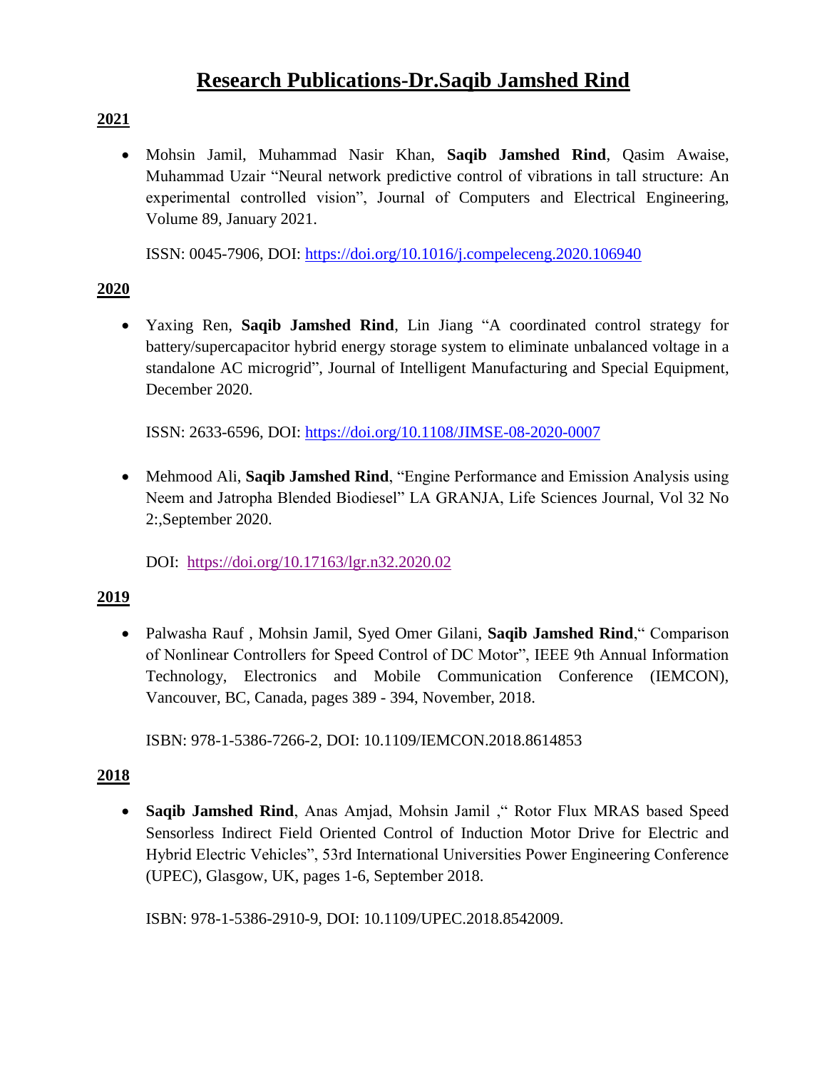# Research Publications-Dr.Saqib Jamshed Rind

## 2021

- Mohsin Jamil, Muhammad Nasir Khan, **Saqib Jamshed Rind**, Qasim Awaise, Muhammad Uzair "Neural network predictive control of vibrations in tall structure: An experimental controlled vision", Journal of Computers and Electrical Engineering, Volume 89, January 2021.

  ISSN: 0045-7906, DOI: https://doi.org/10.1016/j.compeleceng.2020.106940

## 2020

- Yaxing Ren, **Saqib Jamshed Rind**, Lin Jiang "A coordinated control strategy for battery/supercapacitor hybrid energy storage system to eliminate unbalanced voltage in a standalone AC microgrid", Journal of Intelligent Manufacturing and Special Equipment, December 2020.

  ISSN: 2633-6596, DOI: https://doi.org/10.1108/JIMSE-08-2020-0007

- Mehmood Ali, **Saqib Jamshed Rind**, "Engine Performance and Emission Analysis using Neem and Jatropha Blended Biodiesel" LA GRANJA, Life Sciences Journal, Vol 32 No 2:,September 2020.

  DOI: https://doi.org/10.17163/lgr.n32.2020.02

## 2019

- Palwasha Rauf , Mohsin Jamil, Syed Omer Gilani, **Saqib Jamshed Rind**," Comparison of Nonlinear Controllers for Speed Control of DC Motor", IEEE 9th Annual Information Technology, Electronics and Mobile Communication Conference (IEMCON), Vancouver, BC, Canada, pages 389 - 394, November, 2018.

  ISBN: 978-1-5386-7266-2, DOI: 10.1109/IEMCON.2018.8614853

## 2018

- **Saqib Jamshed Rind**, Anas Amjad, Mohsin Jamil ," Rotor Flux MRAS based Speed Sensorless Indirect Field Oriented Control of Induction Motor Drive for Electric and Hybrid Electric Vehicles", 53rd International Universities Power Engineering Conference (UPEC), Glasgow, UK, pages 1-6, September 2018.

  ISBN: 978-1-5386-2910-9, DOI: 10.1109/UPEC.2018.8542009.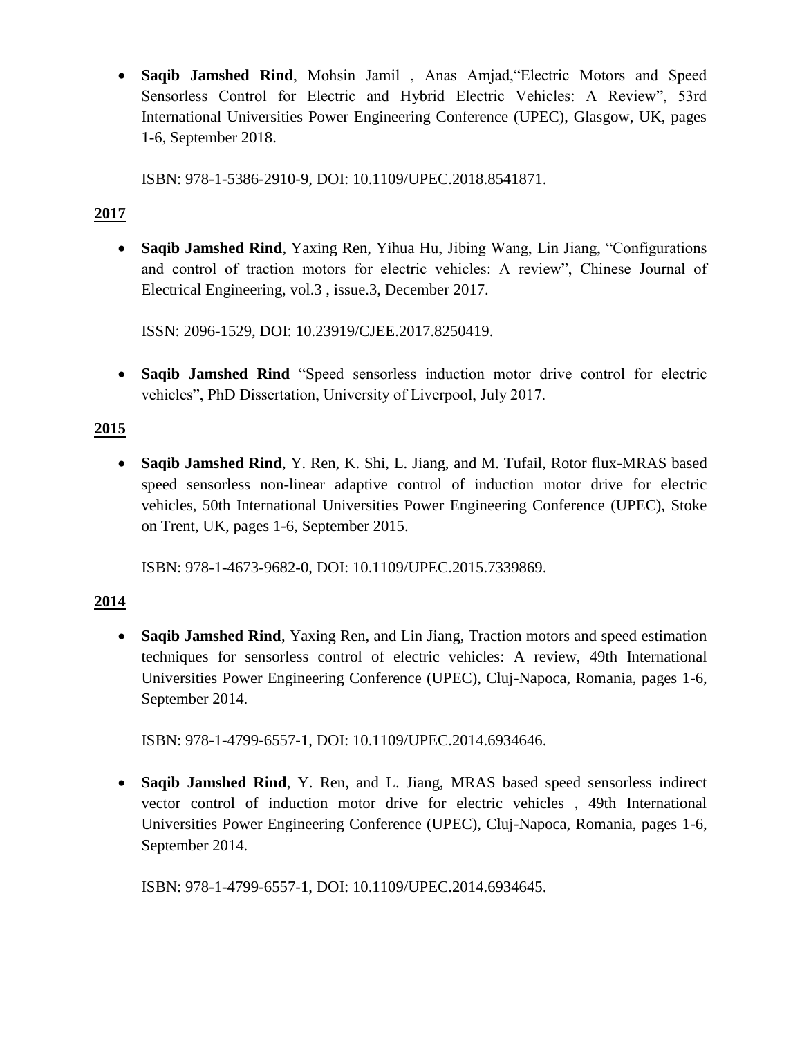- **Saqib Jamshed Rind**, Mohsin Jamil , Anas Amjad,"Electric Motors and Speed Sensorless Control for Electric and Hybrid Electric Vehicles: A Review", 53rd International Universities Power Engineering Conference (UPEC), Glasgow, UK, pages 1-6, September 2018.

  ISBN: 978-1-5386-2910-9, DOI: 10.1109/UPEC.2018.8541871.

**2017**

- **Saqib Jamshed Rind**, Yaxing Ren, Yihua Hu, Jibing Wang, Lin Jiang, "Configurations and control of traction motors for electric vehicles: A review", Chinese Journal of Electrical Engineering, vol.3 , issue.3, December 2017.

  ISSN: 2096-1529, DOI: 10.23919/CJEE.2017.8250419.

- **Saqib Jamshed Rind** "Speed sensorless induction motor drive control for electric vehicles", PhD Dissertation, University of Liverpool, July 2017.

**2015**

- **Saqib Jamshed Rind**, Y. Ren, K. Shi, L. Jiang, and M. Tufail, Rotor flux-MRAS based speed sensorless non-linear adaptive control of induction motor drive for electric vehicles, 50th International Universities Power Engineering Conference (UPEC), Stoke on Trent, UK, pages 1-6, September 2015.

  ISBN: 978-1-4673-9682-0, DOI: 10.1109/UPEC.2015.7339869.

**2014**

- **Saqib Jamshed Rind**, Yaxing Ren, and Lin Jiang, Traction motors and speed estimation techniques for sensorless control of electric vehicles: A review, 49th International Universities Power Engineering Conference (UPEC), Cluj-Napoca, Romania, pages 1-6, September 2014.

  ISBN: 978-1-4799-6557-1, DOI: 10.1109/UPEC.2014.6934646.

- **Saqib Jamshed Rind**, Y. Ren, and L. Jiang, MRAS based speed sensorless indirect vector control of induction motor drive for electric vehicles , 49th International Universities Power Engineering Conference (UPEC), Cluj-Napoca, Romania, pages 1-6, September 2014.

  ISBN: 978-1-4799-6557-1, DOI: 10.1109/UPEC.2014.6934645.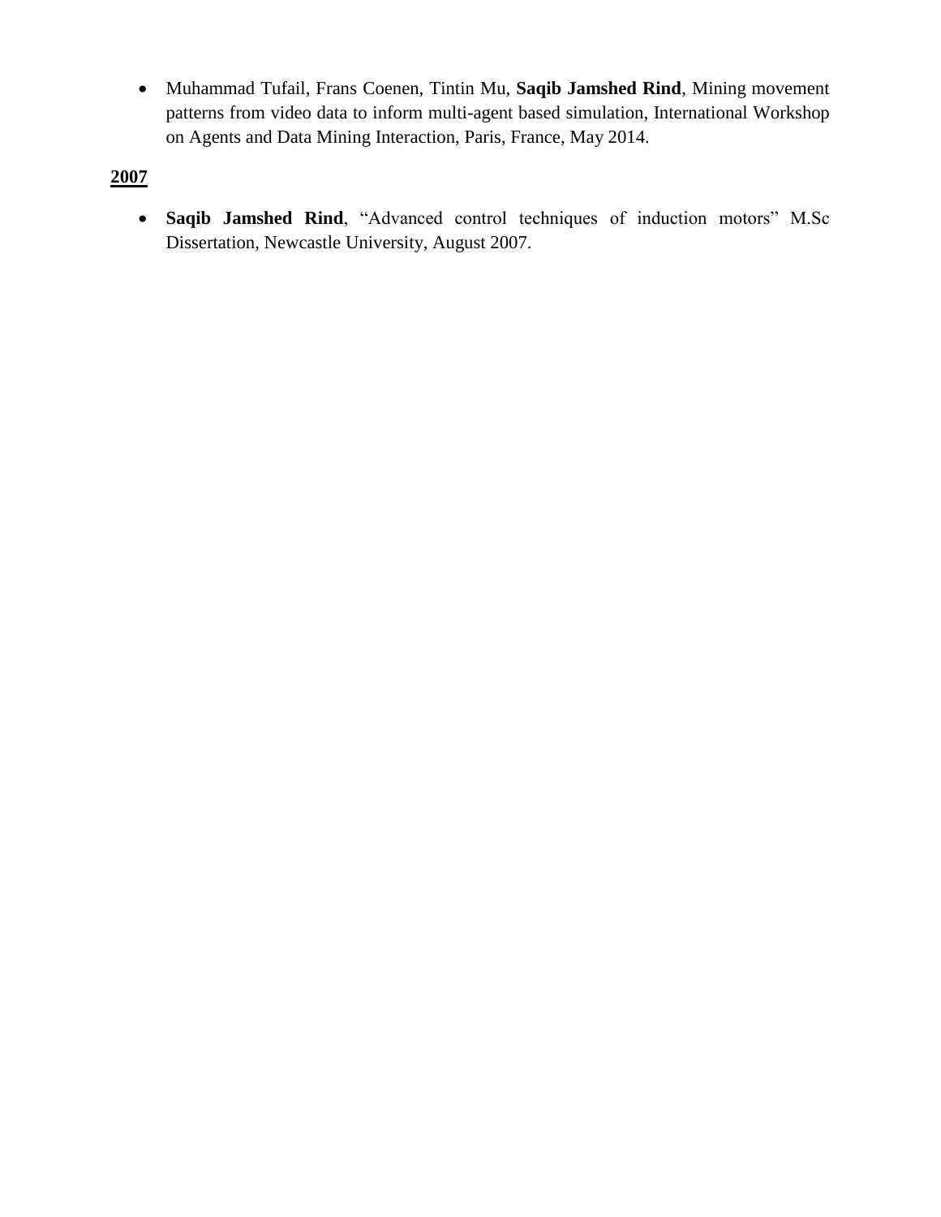- Muhammad Tufail, Frans Coenen, Tintin Mu, **Saqib Jamshed Rind**, Mining movement patterns from video data to inform multi-agent based simulation, International Workshop on Agents and Data Mining Interaction, Paris, France, May 2014.

**<u>2007</u>**

- **Saqib Jamshed Rind**, "Advanced control techniques of induction motors" M.Sc Dissertation, Newcastle University, August 2007.